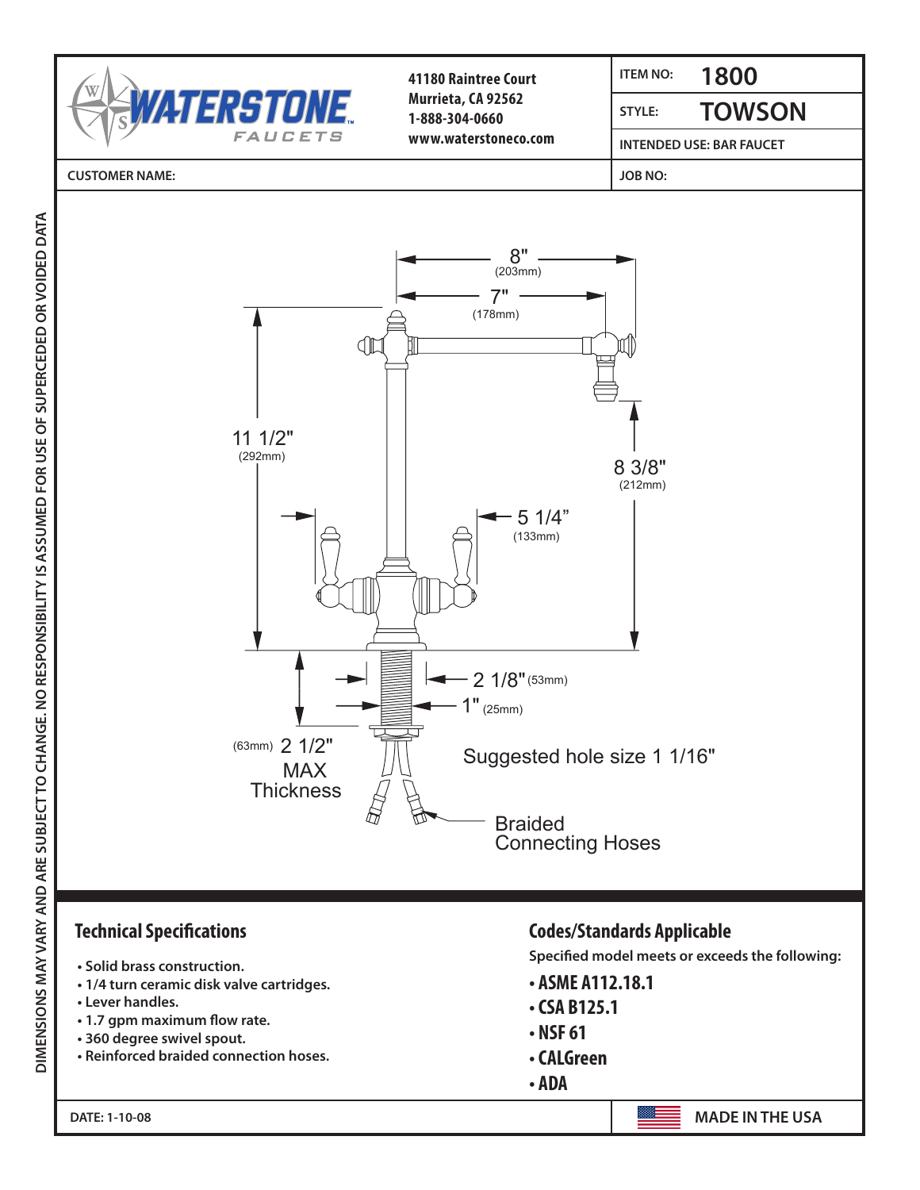**WATERSTONE FAUCETS**

41180 Raintree Court
Murrieta, CA 92562
1-888-304-0660
www.waterstoneco.com

| ITEM NO: | 1800 |
|---|---|
| STYLE: | TOWSON |
| INTENDED USE: BAR FAUCET | |

CUSTOMER NAME:

JOB NO:

DIMENSIONS MAY VARY AND ARE SUBJECT TO CHANGE. NO RESPONSIBILITY IS ASSUMED FOR USE OF SUPERCEDED OR VOIDED DATA

8" (203mm)

7" (178mm)

11 1/2" (292mm)

8 3/8" (212mm)

5 1/4" (133mm)

2 1/8" (53mm)

1" (25mm)

(63mm) 2 1/2" MAX Thickness

Suggested hole size 1 1/16"

Braided Connecting Hoses

## Technical Specifications

- Solid brass construction.
- 1/4 turn ceramic disk valve cartridges.
- Lever handles.
- 1.7 gpm maximum flow rate.
- 360 degree swivel spout.
- Reinforced braided connection hoses.

## Codes/Standards Applicable

Specified model meets or exceeds the following:

- ASME A112.18.1
- CSA B125.1
- NSF 61
- CALGreen
- ADA

DATE: 1-10-08

MADE IN THE USA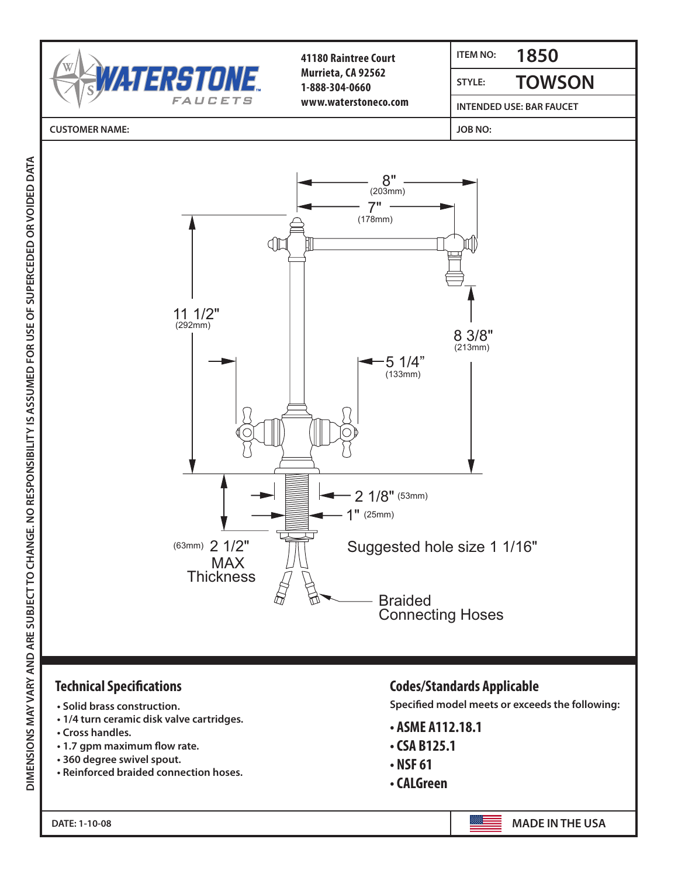# WATERSTONE FAUCETS

41180 Raintree Court
Murrieta, CA 92562
1-888-304-0660
www.waterstoneco.com

| | |
|---|---|
| ITEM NO: | 1850 |
| STYLE: | TOWSON |
| INTENDED USE: BAR FAUCET | |

CUSTOMER NAME:

JOB NO:

DIMENSIONS MAY VARY AND ARE SUBJECT TO CHANGE. NO RESPONSIBILITY IS ASSUMED FOR USE OF SUPERCEDED OR VOIDED DATA

8" (203mm)

7" (178mm)

11 1/2" (292mm)

8 3/8" (213mm)

5 1/4" (133mm)

2 1/8" (53mm)

1" (25mm)

(63mm) 2 1/2" MAX Thickness

Suggested hole size 1 1/16"

Braided Connecting Hoses

## Technical Specifications

- Solid brass construction.
- 1/4 turn ceramic disk valve cartridges.
- Cross handles.
- 1.7 gpm maximum flow rate.
- 360 degree swivel spout.
- Reinforced braided connection hoses.

## Codes/Standards Applicable

Specified model meets or exceeds the following:

- ASME A112.18.1
- CSA B125.1
- NSF 61
- CALGreen

DATE: 1-10-08

MADE IN THE USA